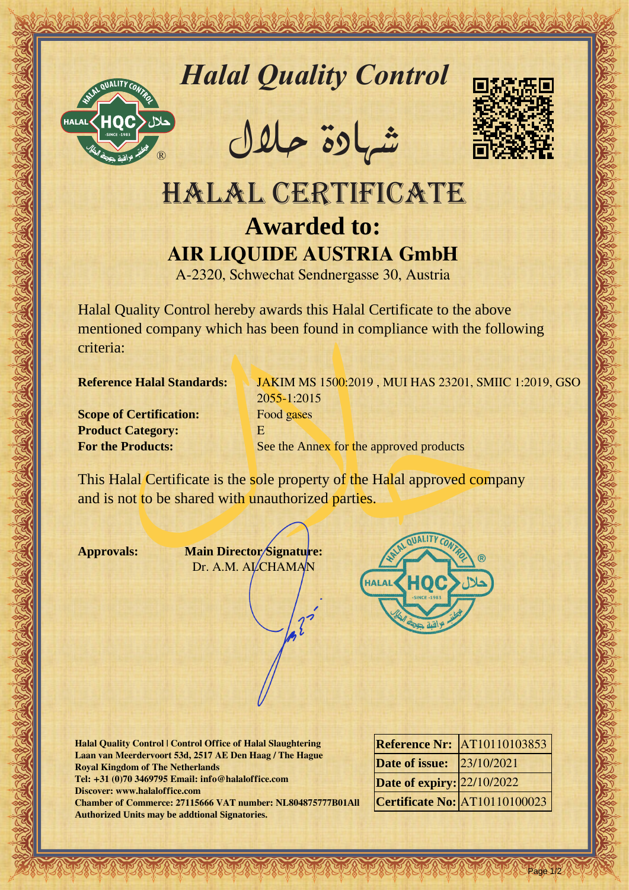# *Halal Quality Control*

شهادة حلال

# HALAL CERTIFICATE

## Awarded to:

## AIR LIQUIDE AUSTRIA GmbH

A-2320, Schwechat Sendnergasse 30, Austria

Halal Quality Control hereby awards this Halal Certificate to the above mentioned company which has been found in compliance with the following criteria:

**Reference Halal Standards:** JAKIM MS 1500:2019 , MUI HAS 23201, SMIIC 1:2019, GSO 2055-1:2015
**Scope of Certification:** Food gases
**Product Category:** E
**For the Products:** See the Annex for the approved products

This Halal Certificate is the sole property of the Halal approved company and is not to be shared with unauthorized parties.

**Approvals:** **Main Director Signature:**
Dr. A.M. ALCHAMAN

**Halal Quality Control | Control Office of Halal Slaughtering**
**Laan van Meerdervoort 53d, 2517 AE Den Haag / The Hague**
**Royal Kingdom of The Netherlands**
**Tel: +31 (0)70 3469795 Email: info@halaloffice.com**
**Discover: www.halaloffice.com**
**Chamber of Commerce: 27115666 VAT number: NL804875777B01All**
**Authorized Units may be addtional Signatories.**

| | |
|---|---|
| **Reference Nr:** | AT10110103853 |
| **Date of issue:** | 23/10/2021 |
| **Date of expiry:** | 22/10/2022 |
| **Certificate No:** | AT10110100023 |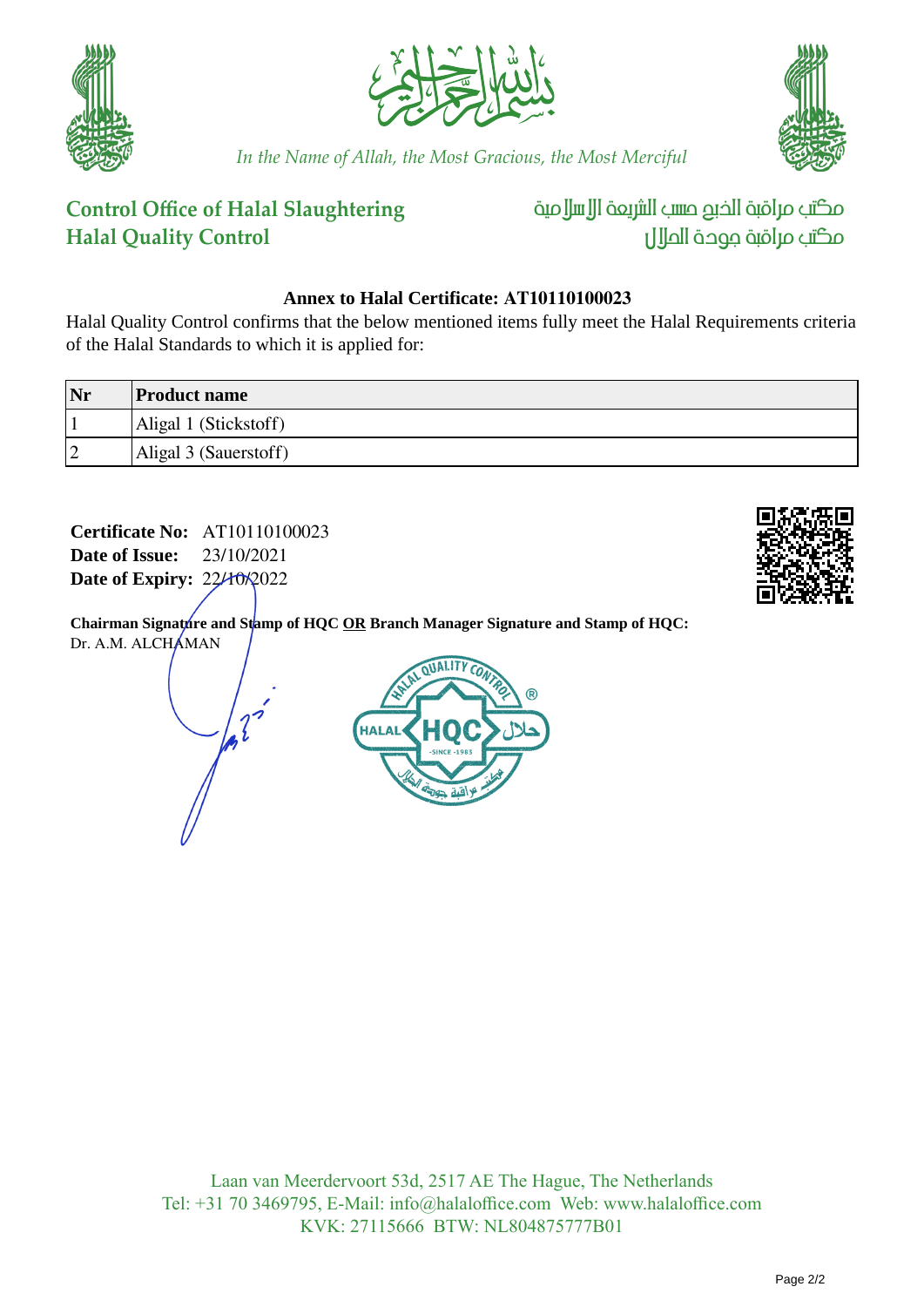In the Name of Allah, the Most Gracious, the Most Merciful

**Control Office of Halal Slaughtering**
**Halal Quality Control**

مكتب مراقبة الذبح حسب الشريعة الإسلامية
مكتب مراقبة جودة الحلال

**Annex to Halal Certificate: AT10110100023**

Halal Quality Control confirms that the below mentioned items fully meet the Halal Requirements criteria of the Halal Standards to which it is applied for:

| Nr | Product name |
|---|---|
| 1 | Aligal 1 (Stickstoff) |
| 2 | Aligal 3 (Sauerstoff) |

**Certificate No:** AT10110100023
**Date of Issue:** 23/10/2021
**Date of Expiry:** 22/10/2022

**Chairman Signature and Stamp of HQC OR Branch Manager Signature and Stamp of HQC:**
Dr. A.M. ALCHAMAN

Laan van Meerdervoort 53d, 2517 AE The Hague, The Netherlands
Tel: +31 70 3469795, E-Mail: info@halaloffice.com Web: www.halaloffice.com
KVK: 27115666 BTW: NL804875777B01